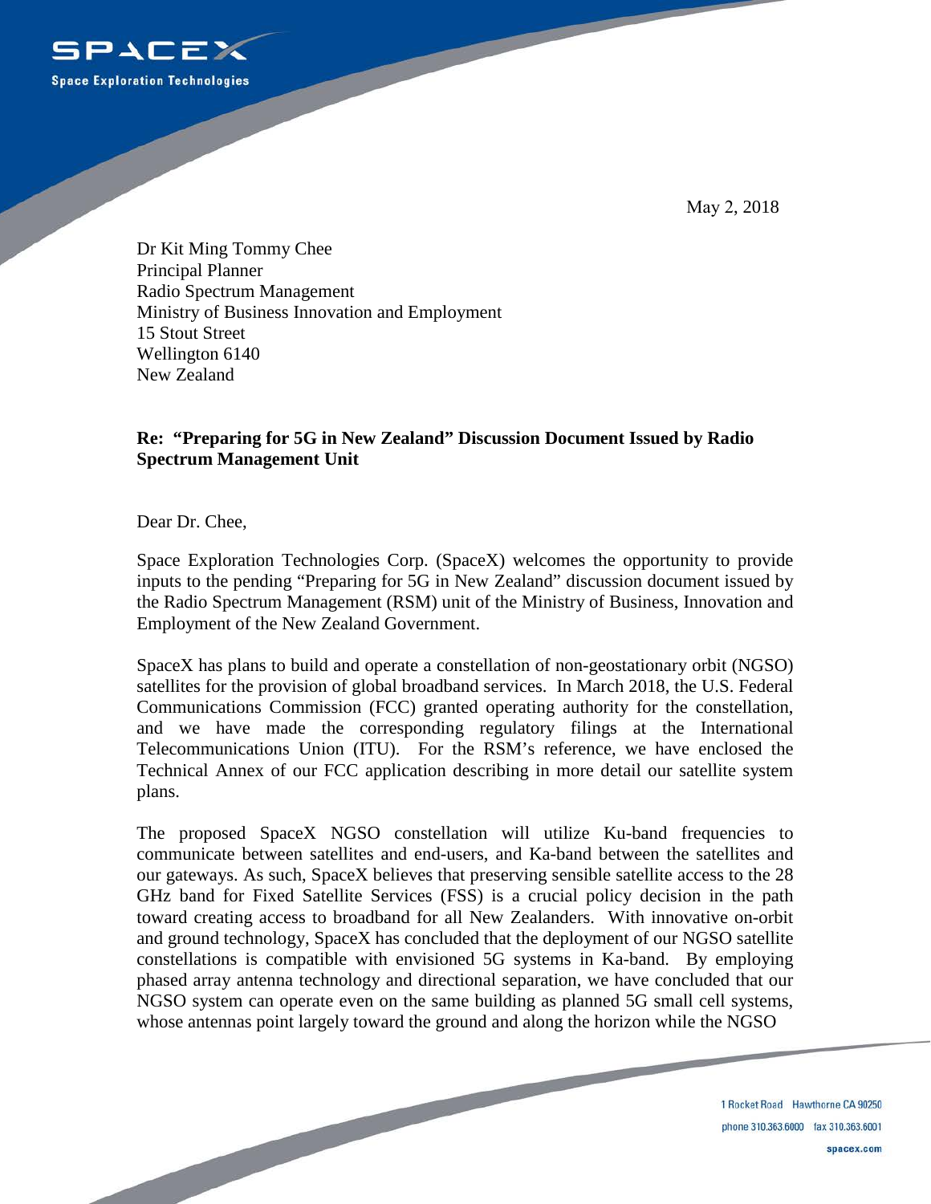May 2, 2018

Dr Kit Ming Tommy Chee
Principal Planner
Radio Spectrum Management
Ministry of Business Innovation and Employment
15 Stout Street
Wellington 6140
New Zealand

**Re: "Preparing for 5G in New Zealand" Discussion Document Issued by Radio Spectrum Management Unit**

Dear Dr. Chee,

Space Exploration Technologies Corp. (SpaceX) welcomes the opportunity to provide inputs to the pending "Preparing for 5G in New Zealand" discussion document issued by the Radio Spectrum Management (RSM) unit of the Ministry of Business, Innovation and Employment of the New Zealand Government.

SpaceX has plans to build and operate a constellation of non-geostationary orbit (NGSO) satellites for the provision of global broadband services. In March 2018, the U.S. Federal Communications Commission (FCC) granted operating authority for the constellation, and we have made the corresponding regulatory filings at the International Telecommunications Union (ITU). For the RSM's reference, we have enclosed the Technical Annex of our FCC application describing in more detail our satellite system plans.

The proposed SpaceX NGSO constellation will utilize Ku-band frequencies to communicate between satellites and end-users, and Ka-band between the satellites and our gateways. As such, SpaceX believes that preserving sensible satellite access to the 28 GHz band for Fixed Satellite Services (FSS) is a crucial policy decision in the path toward creating access to broadband for all New Zealanders. With innovative on-orbit and ground technology, SpaceX has concluded that the deployment of our NGSO satellite constellations is compatible with envisioned 5G systems in Ka-band. By employing phased array antenna technology and directional separation, we have concluded that our NGSO system can operate even on the same building as planned 5G small cell systems, whose antennas point largely toward the ground and along the horizon while the NGSO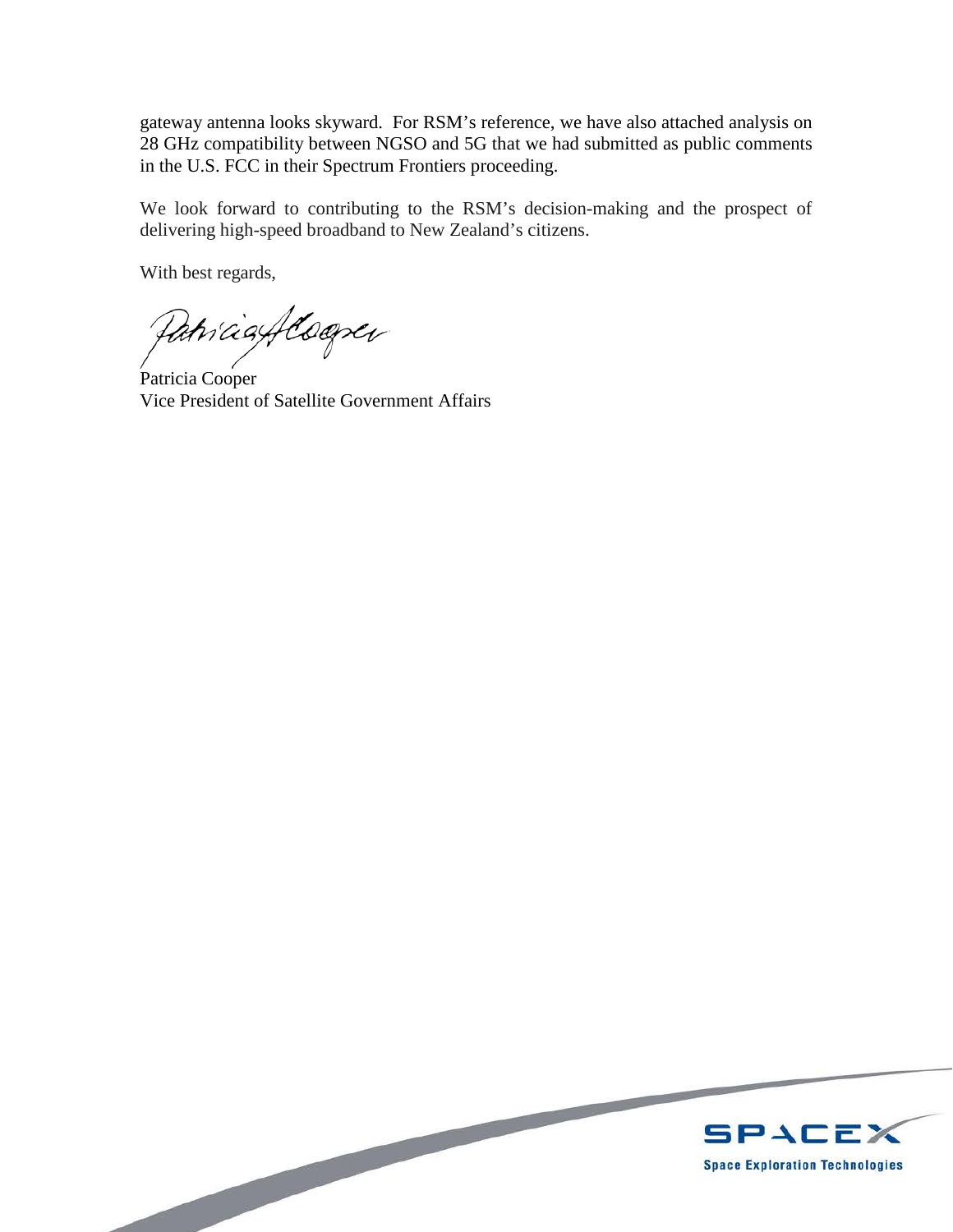gateway antenna looks skyward. For RSM's reference, we have also attached analysis on 28 GHz compatibility between NGSO and 5G that we had submitted as public comments in the U.S. FCC in their Spectrum Frontiers proceeding.

We look forward to contributing to the RSM's decision-making and the prospect of delivering high-speed broadband to New Zealand's citizens.

With best regards,

Patricia Cooper
Vice President of Satellite Government Affairs